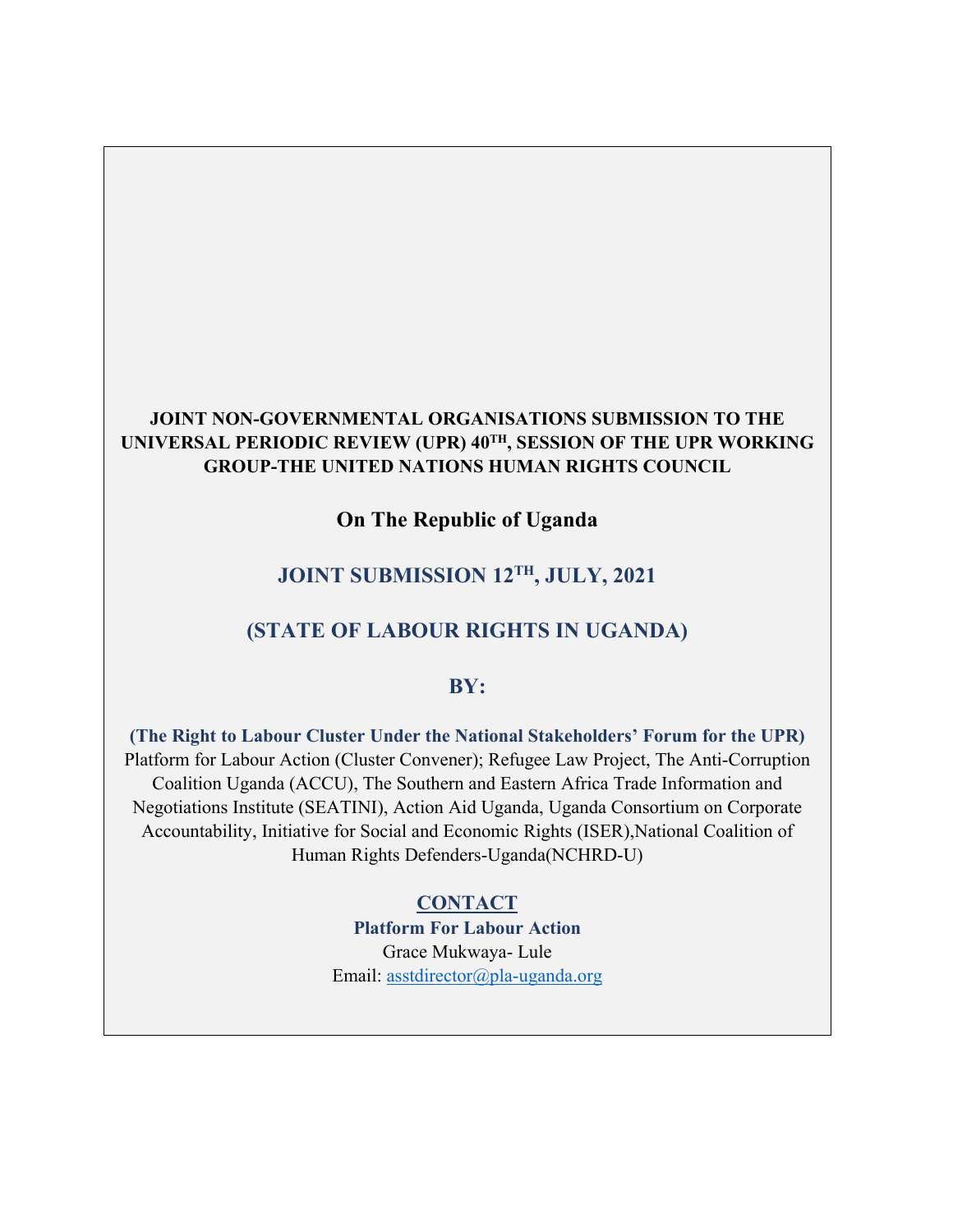**JOINT NON-GOVERNMENTAL ORGANISATIONS SUBMISSION TO THE UNIVERSAL PERIODIC REVIEW (UPR) 40TH, SESSION OF THE UPR WORKING GROUP-THE UNITED NATIONS HUMAN RIGHTS COUNCIL**

## On The Republic of Uganda

## JOINT SUBMISSION 12TH, JULY, 2021

## (STATE OF LABOUR RIGHTS IN UGANDA)

## BY:

**(The Right to Labour Cluster Under the National Stakeholders' Forum for the UPR)**
Platform for Labour Action (Cluster Convener); Refugee Law Project, The Anti-Corruption Coalition Uganda (ACCU), The Southern and Eastern Africa Trade Information and Negotiations Institute (SEATINI), Action Aid Uganda, Uganda Consortium on Corporate Accountability, Initiative for Social and Economic Rights (ISER),National Coalition of Human Rights Defenders-Uganda(NCHRD-U)

**CONTACT**

**Platform For Labour Action**
Grace Mukwaya- Lule
Email: asstdirector@pla-uganda.org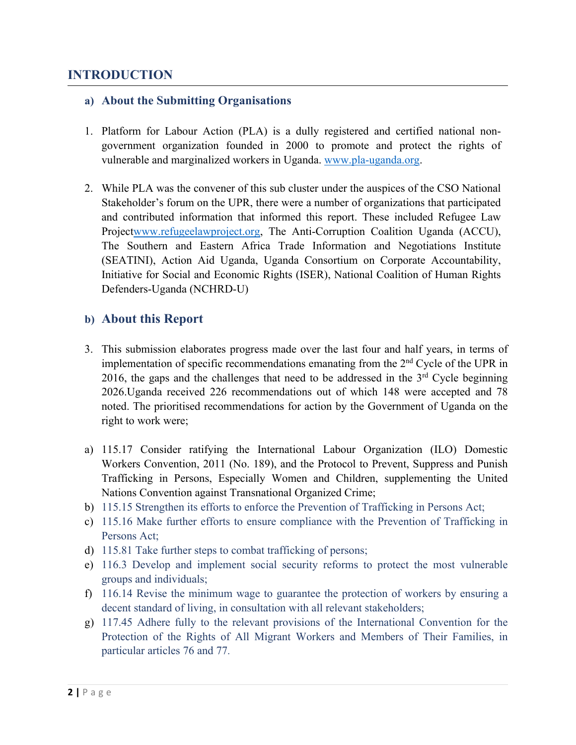# INTRODUCTION

## a) About the Submitting Organisations

1. Platform for Labour Action (PLA) is a dully registered and certified national non-government organization founded in 2000 to promote and protect the rights of vulnerable and marginalized workers in Uganda. www.pla-uganda.org.

2. While PLA was the convener of this sub cluster under the auspices of the CSO National Stakeholder's forum on the UPR, there were a number of organizations that participated and contributed information that informed this report. These included Refugee Law Projectwww.refugeelawproject.org, The Anti-Corruption Coalition Uganda (ACCU), The Southern and Eastern Africa Trade Information and Negotiations Institute (SEATINI), Action Aid Uganda, Uganda Consortium on Corporate Accountability, Initiative for Social and Economic Rights (ISER), National Coalition of Human Rights Defenders-Uganda (NCHRD-U)

## b) About this Report

3. This submission elaborates progress made over the last four and half years, in terms of implementation of specific recommendations emanating from the 2nd Cycle of the UPR in 2016, the gaps and the challenges that need to be addressed in the 3rd Cycle beginning 2026.Uganda received 226 recommendations out of which 148 were accepted and 78 noted. The prioritised recommendations for action by the Government of Uganda on the right to work were;

a) 115.17 Consider ratifying the International Labour Organization (ILO) Domestic Workers Convention, 2011 (No. 189), and the Protocol to Prevent, Suppress and Punish Trafficking in Persons, Especially Women and Children, supplementing the United Nations Convention against Transnational Organized Crime;
b) 115.15 Strengthen its efforts to enforce the Prevention of Trafficking in Persons Act;
c) 115.16 Make further efforts to ensure compliance with the Prevention of Trafficking in Persons Act;
d) 115.81 Take further steps to combat trafficking of persons;
e) 116.3 Develop and implement social security reforms to protect the most vulnerable groups and individuals;
f) 116.14 Revise the minimum wage to guarantee the protection of workers by ensuring a decent standard of living, in consultation with all relevant stakeholders;
g) 117.45 Adhere fully to the relevant provisions of the International Convention for the Protection of the Rights of All Migrant Workers and Members of Their Families, in particular articles 76 and 77.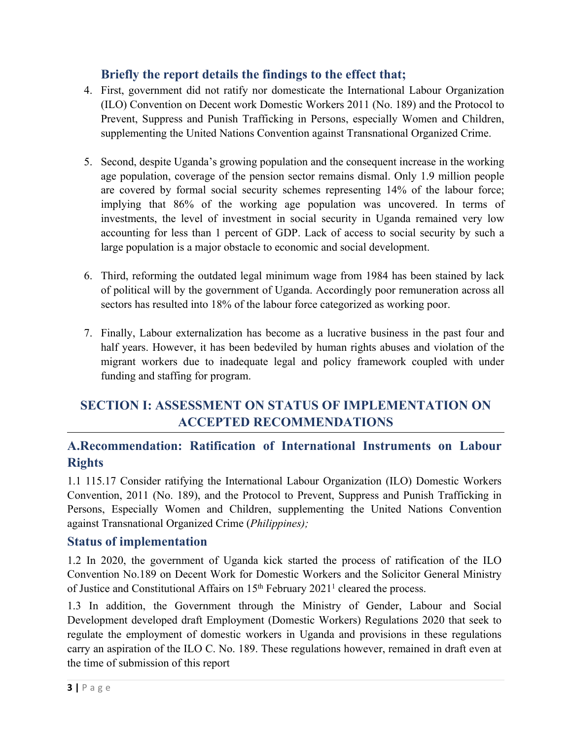### Briefly the report details the findings to the effect that;

4. First, government did not ratify nor domesticate the International Labour Organization (ILO) Convention on Decent work Domestic Workers 2011 (No. 189) and the Protocol to Prevent, Suppress and Punish Trafficking in Persons, especially Women and Children, supplementing the United Nations Convention against Transnational Organized Crime.

5. Second, despite Uganda's growing population and the consequent increase in the working age population, coverage of the pension sector remains dismal. Only 1.9 million people are covered by formal social security schemes representing 14% of the labour force; implying that 86% of the working age population was uncovered. In terms of investments, the level of investment in social security in Uganda remained very low accounting for less than 1 percent of GDP. Lack of access to social security by such a large population is a major obstacle to economic and social development.

6. Third, reforming the outdated legal minimum wage from 1984 has been stained by lack of political will by the government of Uganda. Accordingly poor remuneration across all sectors has resulted into 18% of the labour force categorized as working poor.

7. Finally, Labour externalization has become as a lucrative business in the past four and half years. However, it has been bedeviled by human rights abuses and violation of the migrant workers due to inadequate legal and policy framework coupled with under funding and staffing for program.

## SECTION I: ASSESSMENT ON STATUS OF IMPLEMENTATION ON ACCEPTED RECOMMENDATIONS

### A.Recommendation: Ratification of International Instruments on Labour Rights

1.1 115.17 Consider ratifying the International Labour Organization (ILO) Domestic Workers Convention, 2011 (No. 189), and the Protocol to Prevent, Suppress and Punish Trafficking in Persons, Especially Women and Children, supplementing the United Nations Convention against Transnational Organized Crime (*Philippines);*

### Status of implementation

1.2 In 2020, the government of Uganda kick started the process of ratification of the ILO Convention No.189 on Decent Work for Domestic Workers and the Solicitor General Ministry of Justice and Constitutional Affairs on 15th February 2021[1] cleared the process.

1.3 In addition, the Government through the Ministry of Gender, Labour and Social Development developed draft Employment (Domestic Workers) Regulations 2020 that seek to regulate the employment of domestic workers in Uganda and provisions in these regulations carry an aspiration of the ILO C. No. 189. These regulations however, remained in draft even at the time of submission of this report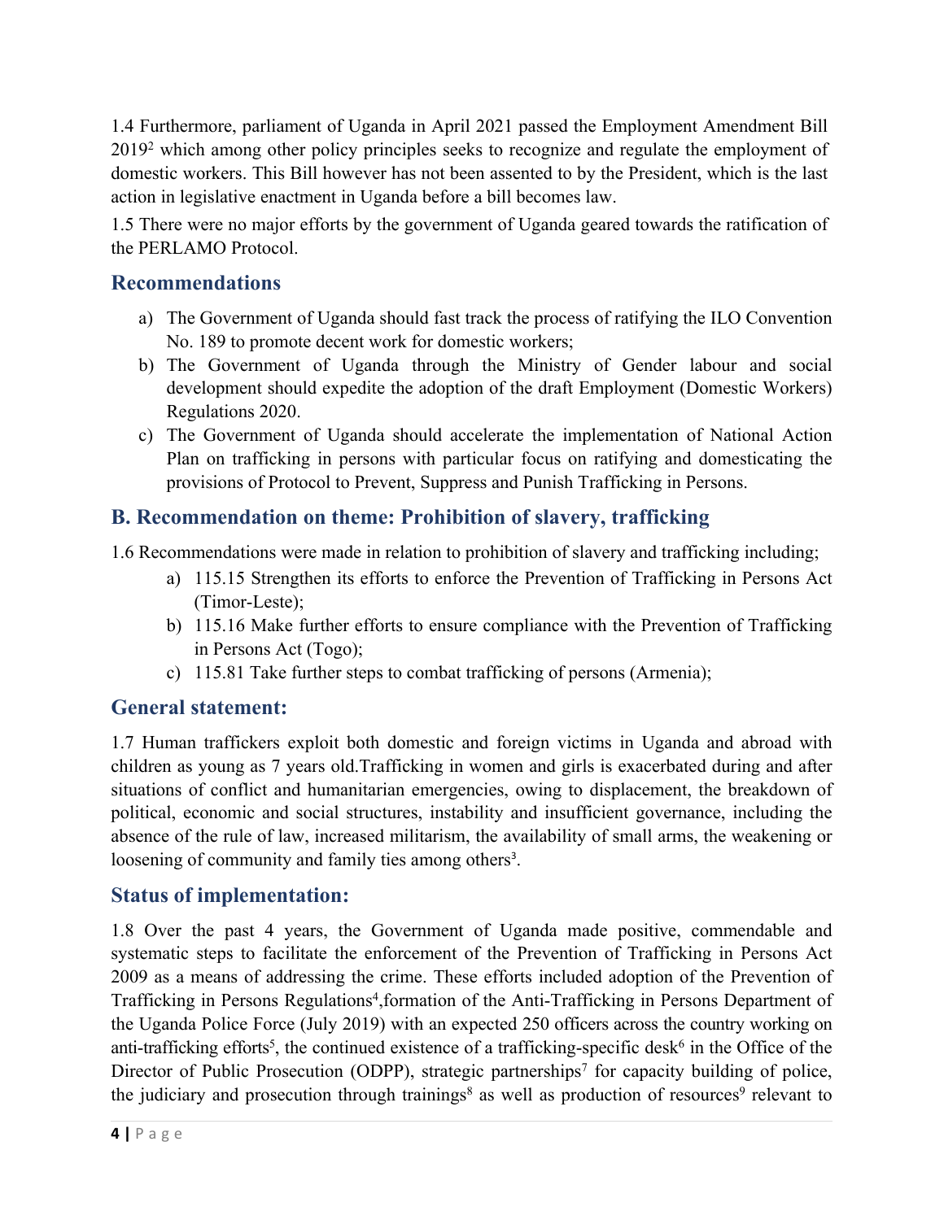1.4 Furthermore, parliament of Uganda in April 2021 passed the Employment Amendment Bill 2019[2] which among other policy principles seeks to recognize and regulate the employment of domestic workers. This Bill however has not been assented to by the President, which is the last action in legislative enactment in Uganda before a bill becomes law.

1.5 There were no major efforts by the government of Uganda geared towards the ratification of the PERLAMO Protocol.

## Recommendations

a) The Government of Uganda should fast track the process of ratifying the ILO Convention No. 189 to promote decent work for domestic workers;

b) The Government of Uganda through the Ministry of Gender labour and social development should expedite the adoption of the draft Employment (Domestic Workers) Regulations 2020.

c) The Government of Uganda should accelerate the implementation of National Action Plan on trafficking in persons with particular focus on ratifying and domesticating the provisions of Protocol to Prevent, Suppress and Punish Trafficking in Persons.

## B. Recommendation on theme: Prohibition of slavery, trafficking

1.6 Recommendations were made in relation to prohibition of slavery and trafficking including;

a) 115.15 Strengthen its efforts to enforce the Prevention of Trafficking in Persons Act (Timor-Leste);

b) 115.16 Make further efforts to ensure compliance with the Prevention of Trafficking in Persons Act (Togo);

c) 115.81 Take further steps to combat trafficking of persons (Armenia);

## General statement:

1.7 Human traffickers exploit both domestic and foreign victims in Uganda and abroad with children as young as 7 years old.Trafficking in women and girls is exacerbated during and after situations of conflict and humanitarian emergencies, owing to displacement, the breakdown of political, economic and social structures, instability and insufficient governance, including the absence of the rule of law, increased militarism, the availability of small arms, the weakening or loosening of community and family ties among others[3].

## Status of implementation:

1.8 Over the past 4 years, the Government of Uganda made positive, commendable and systematic steps to facilitate the enforcement of the Prevention of Trafficking in Persons Act 2009 as a means of addressing the crime. These efforts included adoption of the Prevention of Trafficking in Persons Regulations[4],formation of the Anti-Trafficking in Persons Department of the Uganda Police Force (July 2019) with an expected 250 officers across the country working on anti-trafficking efforts[5], the continued existence of a trafficking-specific desk[6] in the Office of the Director of Public Prosecution (ODPP), strategic partnerships[7] for capacity building of police, the judiciary and prosecution through trainings[8] as well as production of resources[9] relevant to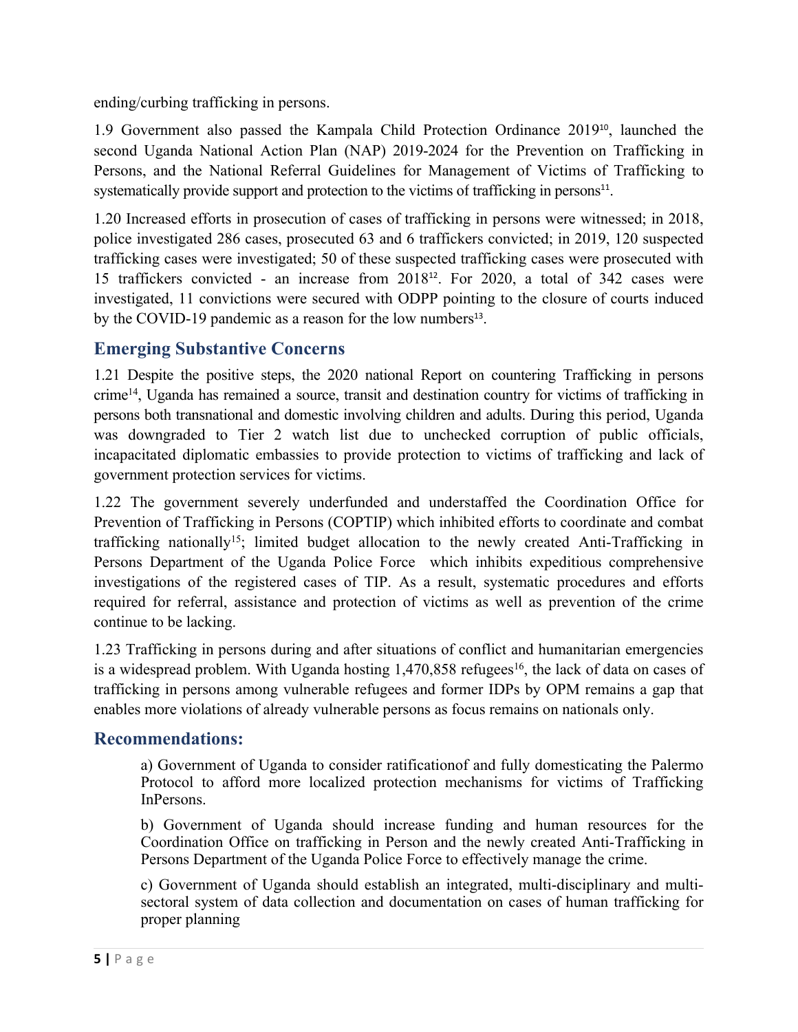ending/curbing trafficking in persons.

1.9 Government also passed the Kampala Child Protection Ordinance 2019[10], launched the second Uganda National Action Plan (NAP) 2019-2024 for the Prevention on Trafficking in Persons, and the National Referral Guidelines for Management of Victims of Trafficking to systematically provide support and protection to the victims of trafficking in persons[11].

1.20 Increased efforts in prosecution of cases of trafficking in persons were witnessed; in 2018, police investigated 286 cases, prosecuted 63 and 6 traffickers convicted; in 2019, 120 suspected trafficking cases were investigated; 50 of these suspected trafficking cases were prosecuted with 15 traffickers convicted - an increase from 2018[12]. For 2020, a total of 342 cases were investigated, 11 convictions were secured with ODPP pointing to the closure of courts induced by the COVID-19 pandemic as a reason for the low numbers[13].

## Emerging Substantive Concerns

1.21 Despite the positive steps, the 2020 national Report on countering Trafficking in persons crime[14], Uganda has remained a source, transit and destination country for victims of trafficking in persons both transnational and domestic involving children and adults. During this period, Uganda was downgraded to Tier 2 watch list due to unchecked corruption of public officials, incapacitated diplomatic embassies to provide protection to victims of trafficking and lack of government protection services for victims.

1.22 The government severely underfunded and understaffed the Coordination Office for Prevention of Trafficking in Persons (COPTIP) which inhibited efforts to coordinate and combat trafficking nationally[15]; limited budget allocation to the newly created Anti-Trafficking in Persons Department of the Uganda Police Force which inhibits expeditious comprehensive investigations of the registered cases of TIP. As a result, systematic procedures and efforts required for referral, assistance and protection of victims as well as prevention of the crime continue to be lacking.

1.23 Trafficking in persons during and after situations of conflict and humanitarian emergencies is a widespread problem. With Uganda hosting 1,470,858 refugees[16], the lack of data on cases of trafficking in persons among vulnerable refugees and former IDPs by OPM remains a gap that enables more violations of already vulnerable persons as focus remains on nationals only.

## Recommendations:

a) Government of Uganda to consider ratificationof and fully domesticating the Palermo Protocol to afford more localized protection mechanisms for victims of Trafficking InPersons.

b) Government of Uganda should increase funding and human resources for the Coordination Office on trafficking in Person and the newly created Anti-Trafficking in Persons Department of the Uganda Police Force to effectively manage the crime.

c) Government of Uganda should establish an integrated, multi-disciplinary and multi-sectoral system of data collection and documentation on cases of human trafficking for proper planning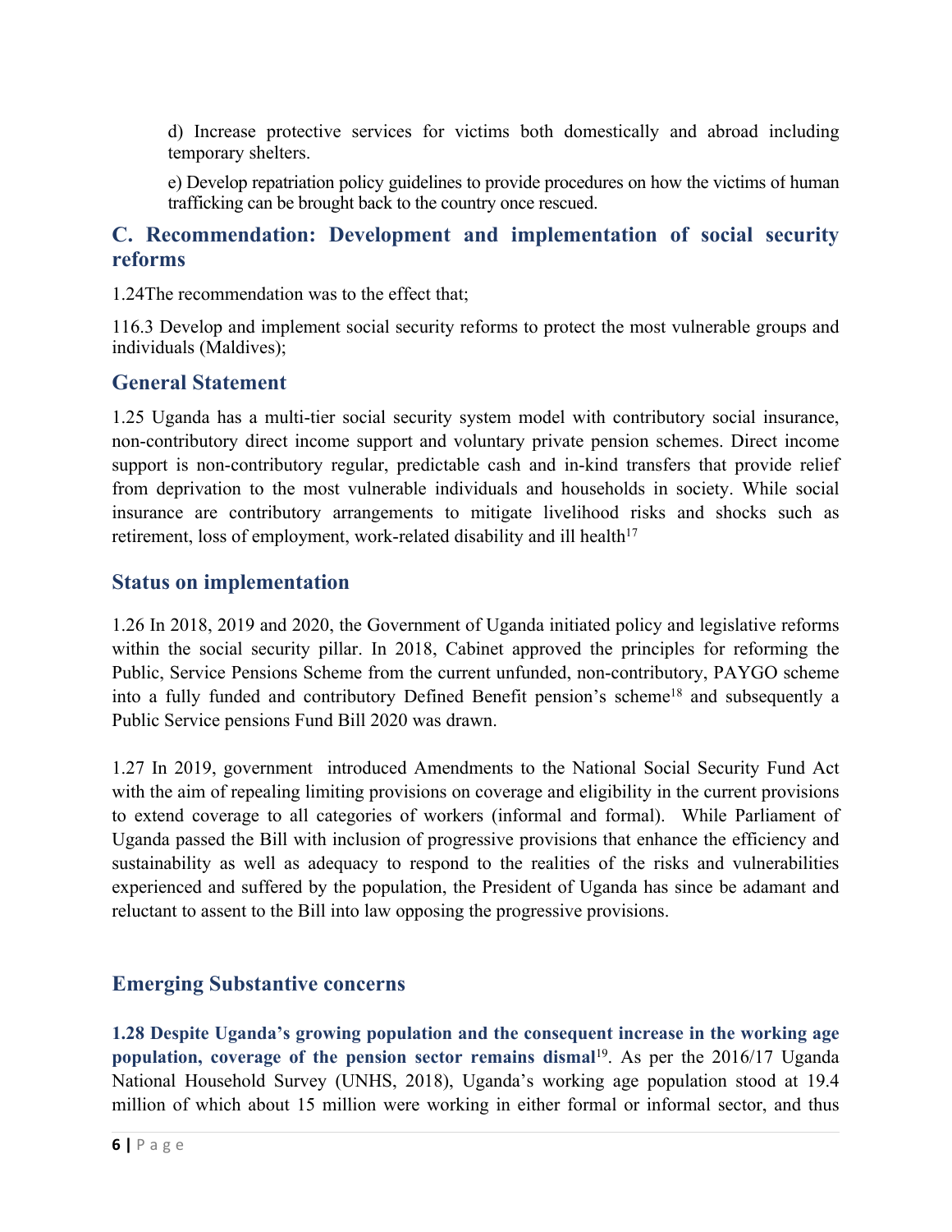d) Increase protective services for victims both domestically and abroad including temporary shelters.

e) Develop repatriation policy guidelines to provide procedures on how the victims of human trafficking can be brought back to the country once rescued.

## C. Recommendation: Development and implementation of social security reforms

1.24The recommendation was to the effect that;

116.3 Develop and implement social security reforms to protect the most vulnerable groups and individuals (Maldives);

## General Statement

1.25 Uganda has a multi-tier social security system model with contributory social insurance, non-contributory direct income support and voluntary private pension schemes. Direct income support is non-contributory regular, predictable cash and in-kind transfers that provide relief from deprivation to the most vulnerable individuals and households in society. While social insurance are contributory arrangements to mitigate livelihood risks and shocks such as retirement, loss of employment, work-related disability and ill health[17]

## Status on implementation

1.26 In 2018, 2019 and 2020, the Government of Uganda initiated policy and legislative reforms within the social security pillar. In 2018, Cabinet approved the principles for reforming the Public, Service Pensions Scheme from the current unfunded, non-contributory, PAYGO scheme into a fully funded and contributory Defined Benefit pension's scheme[18] and subsequently a Public Service pensions Fund Bill 2020 was drawn.

1.27 In 2019, government introduced Amendments to the National Social Security Fund Act with the aim of repealing limiting provisions on coverage and eligibility in the current provisions to extend coverage to all categories of workers (informal and formal). While Parliament of Uganda passed the Bill with inclusion of progressive provisions that enhance the efficiency and sustainability as well as adequacy to respond to the realities of the risks and vulnerabilities experienced and suffered by the population, the President of Uganda has since be adamant and reluctant to assent to the Bill into law opposing the progressive provisions.

## Emerging Substantive concerns

**1.28 Despite Uganda's growing population and the consequent increase in the working age population, coverage of the pension sector remains dismal**[19]. As per the 2016/17 Uganda National Household Survey (UNHS, 2018), Uganda's working age population stood at 19.4 million of which about 15 million were working in either formal or informal sector, and thus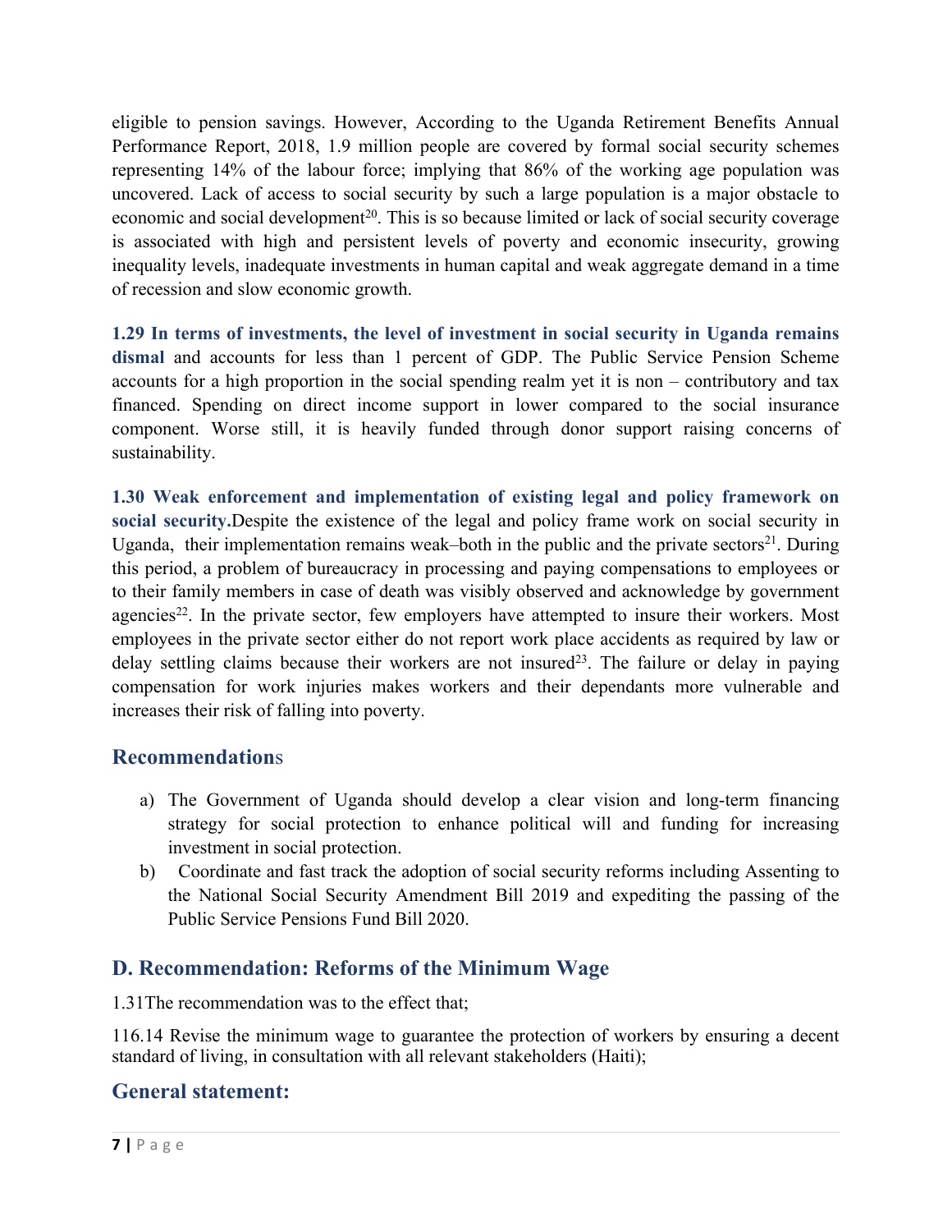eligible to pension savings. However, According to the Uganda Retirement Benefits Annual Performance Report, 2018, 1.9 million people are covered by formal social security schemes representing 14% of the labour force; implying that 86% of the working age population was uncovered. Lack of access to social security by such a large population is a major obstacle to economic and social development[20]. This is so because limited or lack of social security coverage is associated with high and persistent levels of poverty and economic insecurity, growing inequality levels, inadequate investments in human capital and weak aggregate demand in a time of recession and slow economic growth.

**1.29 In terms of investments, the level of investment in social security in Uganda remains dismal** and accounts for less than 1 percent of GDP. The Public Service Pension Scheme accounts for a high proportion in the social spending realm yet it is non – contributory and tax financed. Spending on direct income support in lower compared to the social insurance component. Worse still, it is heavily funded through donor support raising concerns of sustainability.

**1.30 Weak enforcement and implementation of existing legal and policy framework on social security.**Despite the existence of the legal and policy frame work on social security in Uganda, their implementation remains weak–both in the public and the private sectors[21]. During this period, a problem of bureaucracy in processing and paying compensations to employees or to their family members in case of death was visibly observed and acknowledge by government agencies[22]. In the private sector, few employers have attempted to insure their workers. Most employees in the private sector either do not report work place accidents as required by law or delay settling claims because their workers are not insured[23]. The failure or delay in paying compensation for work injuries makes workers and their dependants more vulnerable and increases their risk of falling into poverty.

## Recommendations

a) The Government of Uganda should develop a clear vision and long-term financing strategy for social protection to enhance political will and funding for increasing investment in social protection.

b) Coordinate and fast track the adoption of social security reforms including Assenting to the National Social Security Amendment Bill 2019 and expediting the passing of the Public Service Pensions Fund Bill 2020.

## D. Recommendation: Reforms of the Minimum Wage

1.31The recommendation was to the effect that;

116.14 Revise the minimum wage to guarantee the protection of workers by ensuring a decent standard of living, in consultation with all relevant stakeholders (Haiti);

## General statement: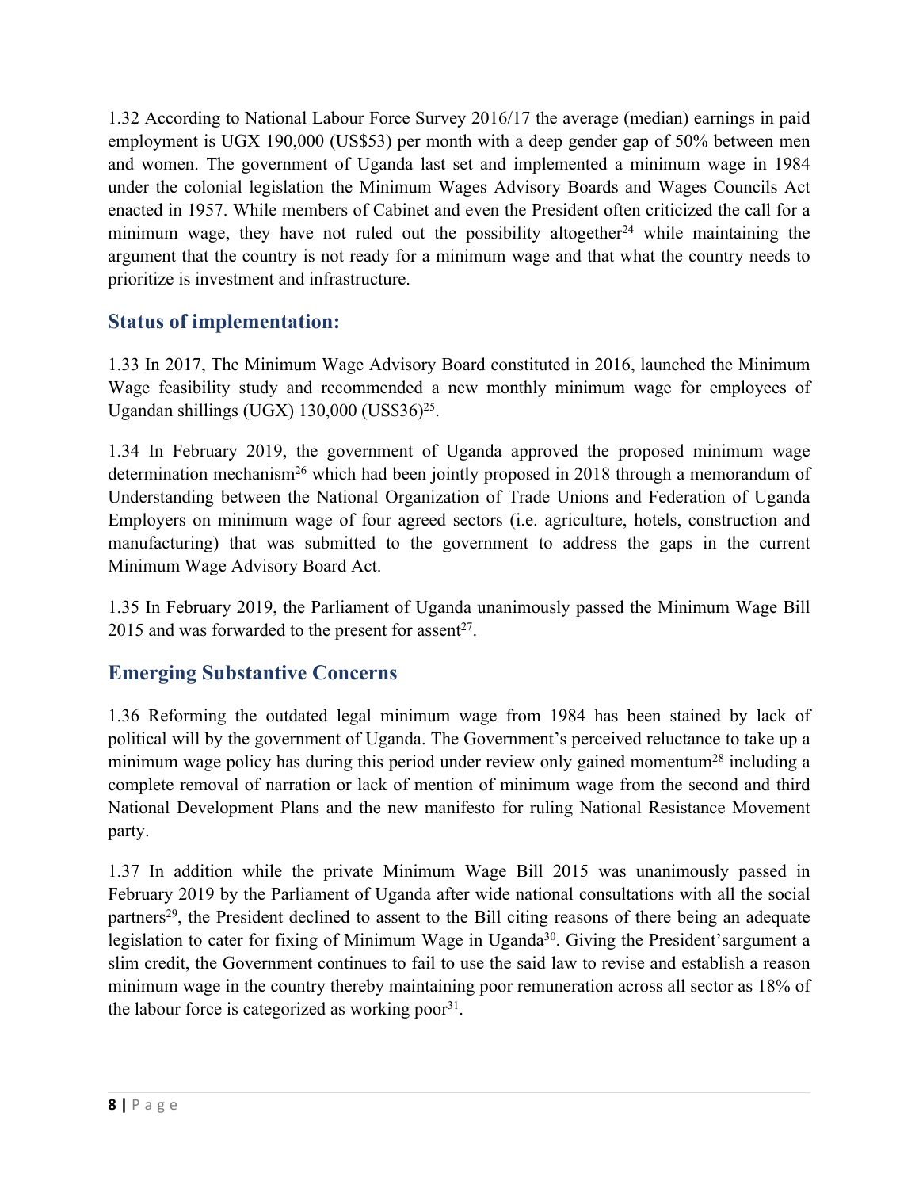1.32 According to National Labour Force Survey 2016/17 the average (median) earnings in paid employment is UGX 190,000 (US$53) per month with a deep gender gap of 50% between men and women. The government of Uganda last set and implemented a minimum wage in 1984 under the colonial legislation the Minimum Wages Advisory Boards and Wages Councils Act enacted in 1957. While members of Cabinet and even the President often criticized the call for a minimum wage, they have not ruled out the possibility altogether[24] while maintaining the argument that the country is not ready for a minimum wage and that what the country needs to prioritize is investment and infrastructure.

## Status of implementation:

1.33 In 2017, The Minimum Wage Advisory Board constituted in 2016, launched the Minimum Wage feasibility study and recommended a new monthly minimum wage for employees of Ugandan shillings (UGX) 130,000 (US$36)[25].

1.34 In February 2019, the government of Uganda approved the proposed minimum wage determination mechanism[26] which had been jointly proposed in 2018 through a memorandum of Understanding between the National Organization of Trade Unions and Federation of Uganda Employers on minimum wage of four agreed sectors (i.e. agriculture, hotels, construction and manufacturing) that was submitted to the government to address the gaps in the current Minimum Wage Advisory Board Act.

1.35 In February 2019, the Parliament of Uganda unanimously passed the Minimum Wage Bill 2015 and was forwarded to the present for assent[27].

## Emerging Substantive Concerns

1.36 Reforming the outdated legal minimum wage from 1984 has been stained by lack of political will by the government of Uganda. The Government's perceived reluctance to take up a minimum wage policy has during this period under review only gained momentum[28] including a complete removal of narration or lack of mention of minimum wage from the second and third National Development Plans and the new manifesto for ruling National Resistance Movement party.

1.37 In addition while the private Minimum Wage Bill 2015 was unanimously passed in February 2019 by the Parliament of Uganda after wide national consultations with all the social partners[29], the President declined to assent to the Bill citing reasons of there being an adequate legislation to cater for fixing of Minimum Wage in Uganda[30]. Giving the President'sargument a slim credit, the Government continues to fail to use the said law to revise and establish a reason minimum wage in the country thereby maintaining poor remuneration across all sector as 18% of the labour force is categorized as working poor[31].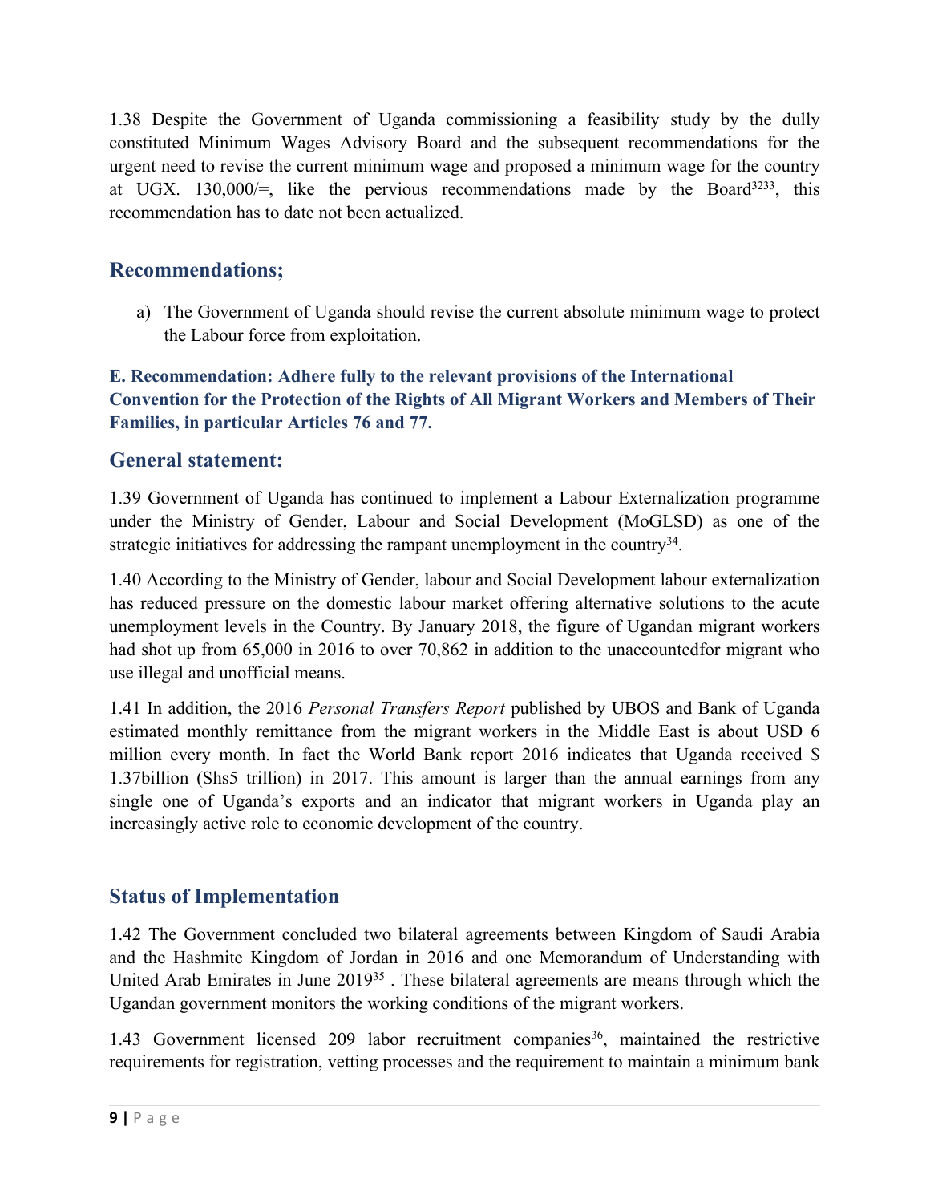1.38 Despite the Government of Uganda commissioning a feasibility study by the dully constituted Minimum Wages Advisory Board and the subsequent recommendations for the urgent need to revise the current minimum wage and proposed a minimum wage for the country at UGX. 130,000/=, like the pervious recommendations made by the Board[32][33], this recommendation has to date not been actualized.

## Recommendations;

a) The Government of Uganda should revise the current absolute minimum wage to protect the Labour force from exploitation.

### E. Recommendation: Adhere fully to the relevant provisions of the International Convention for the Protection of the Rights of All Migrant Workers and Members of Their Families, in particular Articles 76 and 77.

## General statement:

1.39 Government of Uganda has continued to implement a Labour Externalization programme under the Ministry of Gender, Labour and Social Development (MoGLSD) as one of the strategic initiatives for addressing the rampant unemployment in the country[34].

1.40 According to the Ministry of Gender, labour and Social Development labour externalization has reduced pressure on the domestic labour market offering alternative solutions to the acute unemployment levels in the Country. By January 2018, the figure of Ugandan migrant workers had shot up from 65,000 in 2016 to over 70,862 in addition to the unaccountedfor migrant who use illegal and unofficial means.

1.41 In addition, the 2016 *Personal Transfers Report* published by UBOS and Bank of Uganda estimated monthly remittance from the migrant workers in the Middle East is about USD 6 million every month. In fact the World Bank report 2016 indicates that Uganda received $ 1.37billion (Shs5 trillion) in 2017. This amount is larger than the annual earnings from any single one of Uganda's exports and an indicator that migrant workers in Uganda play an increasingly active role to economic development of the country.

## Status of Implementation

1.42 The Government concluded two bilateral agreements between Kingdom of Saudi Arabia and the Hashmite Kingdom of Jordan in 2016 and one Memorandum of Understanding with United Arab Emirates in June 2019[35] . These bilateral agreements are means through which the Ugandan government monitors the working conditions of the migrant workers.

1.43 Government licensed 209 labor recruitment companies[36], maintained the restrictive requirements for registration, vetting processes and the requirement to maintain a minimum bank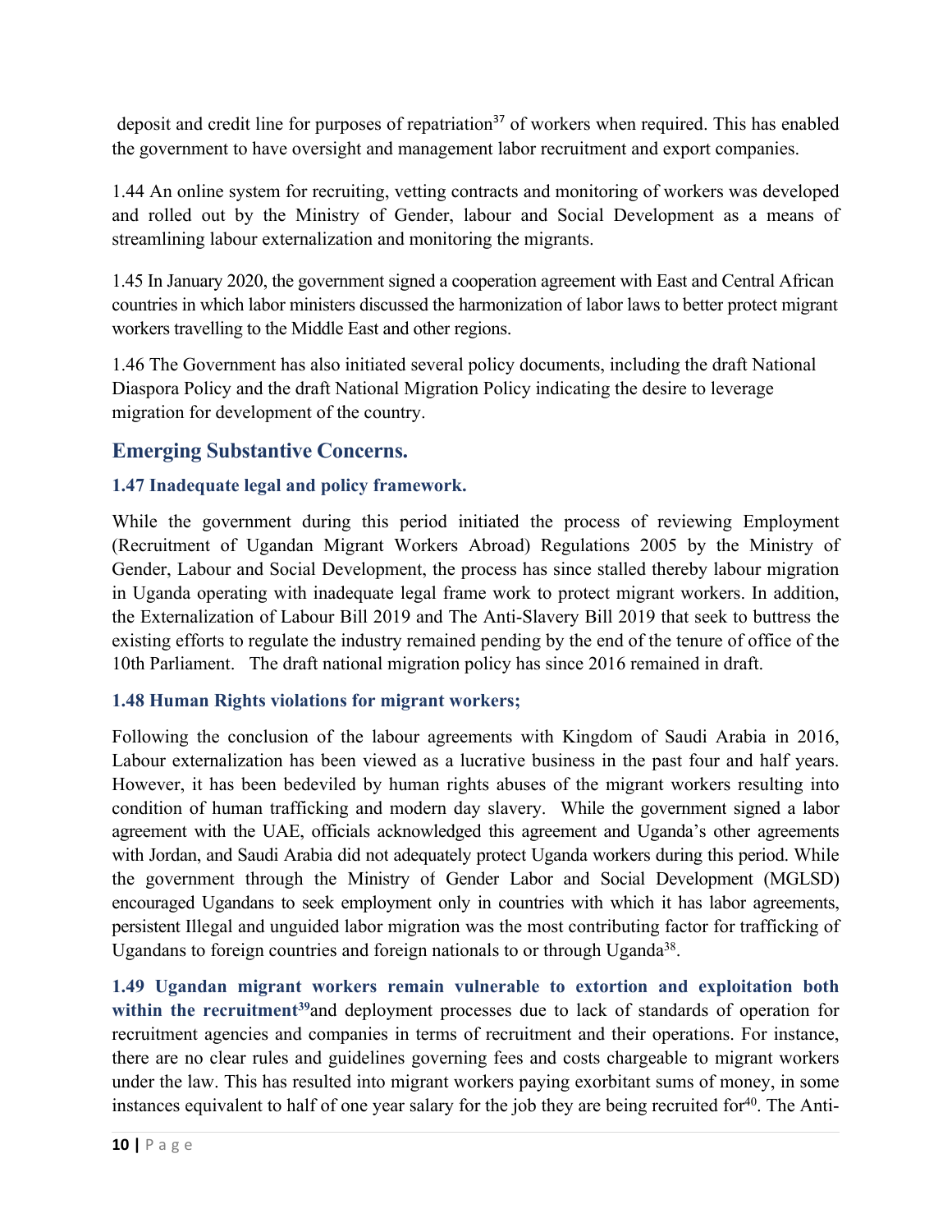deposit and credit line for purposes of repatriation[37] of workers when required. This has enabled the government to have oversight and management labor recruitment and export companies.

1.44 An online system for recruiting, vetting contracts and monitoring of workers was developed and rolled out by the Ministry of Gender, labour and Social Development as a means of streamlining labour externalization and monitoring the migrants.

1.45 In January 2020, the government signed a cooperation agreement with East and Central African countries in which labor ministers discussed the harmonization of labor laws to better protect migrant workers travelling to the Middle East and other regions.

1.46 The Government has also initiated several policy documents, including the draft National Diaspora Policy and the draft National Migration Policy indicating the desire to leverage migration for development of the country.

## Emerging Substantive Concerns.

### 1.47 Inadequate legal and policy framework.

While the government during this period initiated the process of reviewing Employment (Recruitment of Ugandan Migrant Workers Abroad) Regulations 2005 by the Ministry of Gender, Labour and Social Development, the process has since stalled thereby labour migration in Uganda operating with inadequate legal frame work to protect migrant workers. In addition, the Externalization of Labour Bill 2019 and The Anti-Slavery Bill 2019 that seek to buttress the existing efforts to regulate the industry remained pending by the end of the tenure of office of the 10th Parliament. The draft national migration policy has since 2016 remained in draft.

### 1.48 Human Rights violations for migrant workers;

Following the conclusion of the labour agreements with Kingdom of Saudi Arabia in 2016, Labour externalization has been viewed as a lucrative business in the past four and half years. However, it has been bedeviled by human rights abuses of the migrant workers resulting into condition of human trafficking and modern day slavery. While the government signed a labor agreement with the UAE, officials acknowledged this agreement and Uganda's other agreements with Jordan, and Saudi Arabia did not adequately protect Uganda workers during this period. While the government through the Ministry of Gender Labor and Social Development (MGLSD) encouraged Ugandans to seek employment only in countries with which it has labor agreements, persistent Illegal and unguided labor migration was the most contributing factor for trafficking of Ugandans to foreign countries and foreign nationals to or through Uganda[38].

**1.49 Ugandan migrant workers remain vulnerable to extortion and exploitation both within the recruitment[39]** and deployment processes due to lack of standards of operation for recruitment agencies and companies in terms of recruitment and their operations. For instance, there are no clear rules and guidelines governing fees and costs chargeable to migrant workers under the law. This has resulted into migrant workers paying exorbitant sums of money, in some instances equivalent to half of one year salary for the job they are being recruited for[40]. The Anti-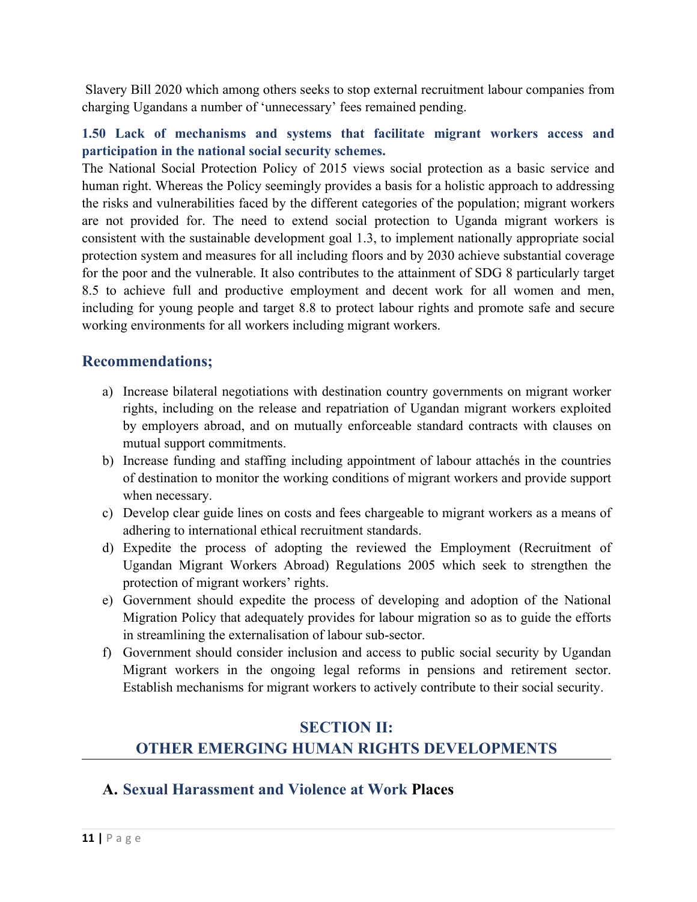Slavery Bill 2020 which among others seeks to stop external recruitment labour companies from charging Ugandans a number of 'unnecessary' fees remained pending.

### 1.50 Lack of mechanisms and systems that facilitate migrant workers access and participation in the national social security schemes.

The National Social Protection Policy of 2015 views social protection as a basic service and human right. Whereas the Policy seemingly provides a basis for a holistic approach to addressing the risks and vulnerabilities faced by the different categories of the population; migrant workers are not provided for. The need to extend social protection to Uganda migrant workers is consistent with the sustainable development goal 1.3, to implement nationally appropriate social protection system and measures for all including floors and by 2030 achieve substantial coverage for the poor and the vulnerable. It also contributes to the attainment of SDG 8 particularly target 8.5 to achieve full and productive employment and decent work for all women and men, including for young people and target 8.8 to protect labour rights and promote safe and secure working environments for all workers including migrant workers.

## Recommendations;

a) Increase bilateral negotiations with destination country governments on migrant worker rights, including on the release and repatriation of Ugandan migrant workers exploited by employers abroad, and on mutually enforceable standard contracts with clauses on mutual support commitments.
b) Increase funding and staffing including appointment of labour attachés in the countries of destination to monitor the working conditions of migrant workers and provide support when necessary.
c) Develop clear guide lines on costs and fees chargeable to migrant workers as a means of adhering to international ethical recruitment standards.
d) Expedite the process of adopting the reviewed the Employment (Recruitment of Ugandan Migrant Workers Abroad) Regulations 2005 which seek to strengthen the protection of migrant workers' rights.
e) Government should expedite the process of developing and adoption of the National Migration Policy that adequately provides for labour migration so as to guide the efforts in streamlining the externalisation of labour sub-sector.
f) Government should consider inclusion and access to public social security by Ugandan Migrant workers in the ongoing legal reforms in pensions and retirement sector. Establish mechanisms for migrant workers to actively contribute to their social security.

# SECTION II: OTHER EMERGING HUMAN RIGHTS DEVELOPMENTS

## A. Sexual Harassment and Violence at Work Places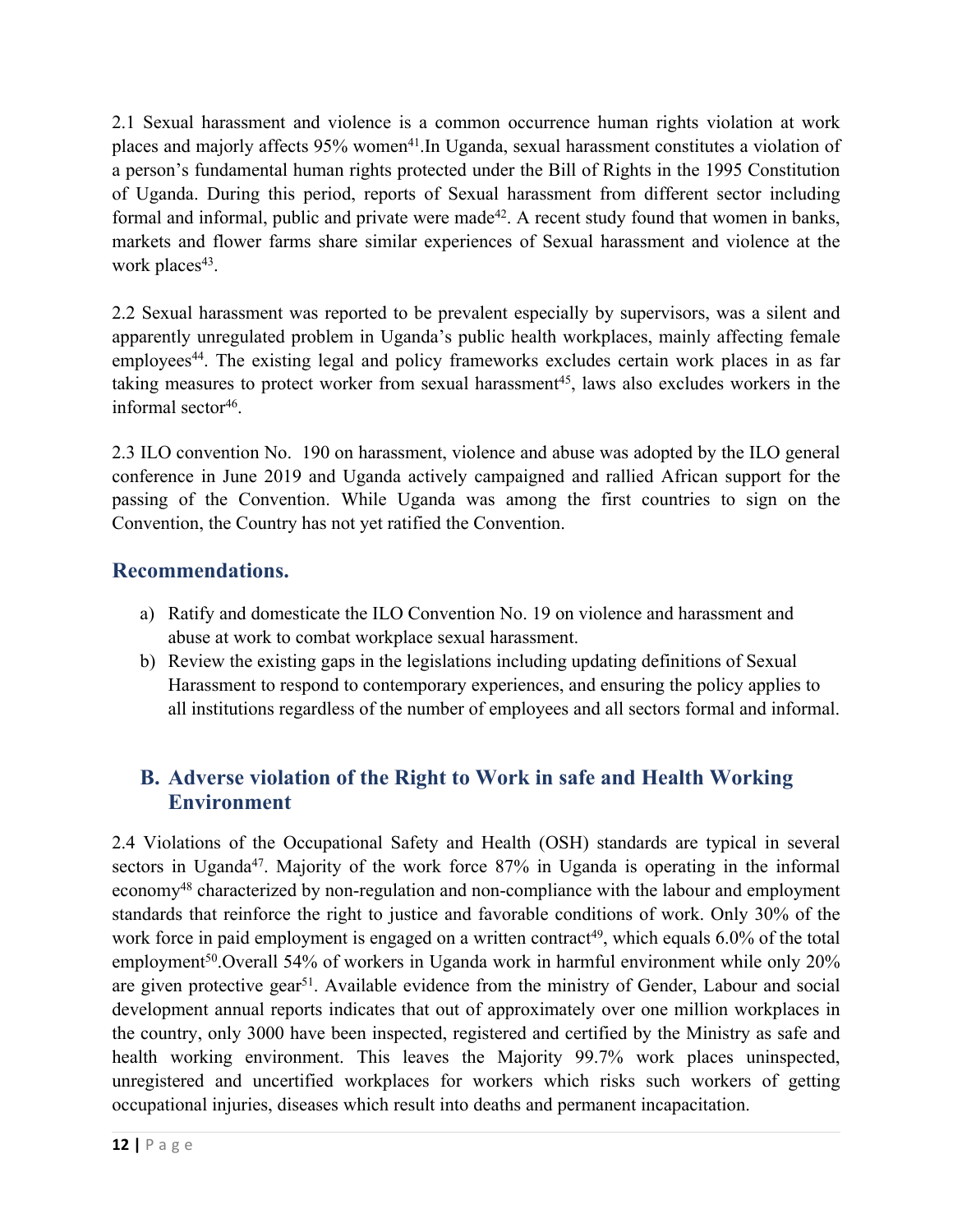2.1 Sexual harassment and violence is a common occurrence human rights violation at work places and majorly affects 95% women[41].In Uganda, sexual harassment constitutes a violation of a person's fundamental human rights protected under the Bill of Rights in the 1995 Constitution of Uganda. During this period, reports of Sexual harassment from different sector including formal and informal, public and private were made[42]. A recent study found that women in banks, markets and flower farms share similar experiences of Sexual harassment and violence at the work places[43].

2.2 Sexual harassment was reported to be prevalent especially by supervisors, was a silent and apparently unregulated problem in Uganda's public health workplaces, mainly affecting female employees[44]. The existing legal and policy frameworks excludes certain work places in as far taking measures to protect worker from sexual harassment[45], laws also excludes workers in the informal sector[46].

2.3 ILO convention No. 190 on harassment, violence and abuse was adopted by the ILO general conference in June 2019 and Uganda actively campaigned and rallied African support for the passing of the Convention. While Uganda was among the first countries to sign on the Convention, the Country has not yet ratified the Convention.

## Recommendations.

a) Ratify and domesticate the ILO Convention No. 19 on violence and harassment and abuse at work to combat workplace sexual harassment.
b) Review the existing gaps in the legislations including updating definitions of Sexual Harassment to respond to contemporary experiences, and ensuring the policy applies to all institutions regardless of the number of employees and all sectors formal and informal.

## B. Adverse violation of the Right to Work in safe and Health Working Environment

2.4 Violations of the Occupational Safety and Health (OSH) standards are typical in several sectors in Uganda[47]. Majority of the work force 87% in Uganda is operating in the informal economy[48] characterized by non-regulation and non-compliance with the labour and employment standards that reinforce the right to justice and favorable conditions of work. Only 30% of the work force in paid employment is engaged on a written contract[49], which equals 6.0% of the total employment[50].Overall 54% of workers in Uganda work in harmful environment while only 20% are given protective gear[51]. Available evidence from the ministry of Gender, Labour and social development annual reports indicates that out of approximately over one million workplaces in the country, only 3000 have been inspected, registered and certified by the Ministry as safe and health working environment. This leaves the Majority 99.7% work places uninspected, unregistered and uncertified workplaces for workers which risks such workers of getting occupational injuries, diseases which result into deaths and permanent incapacitation.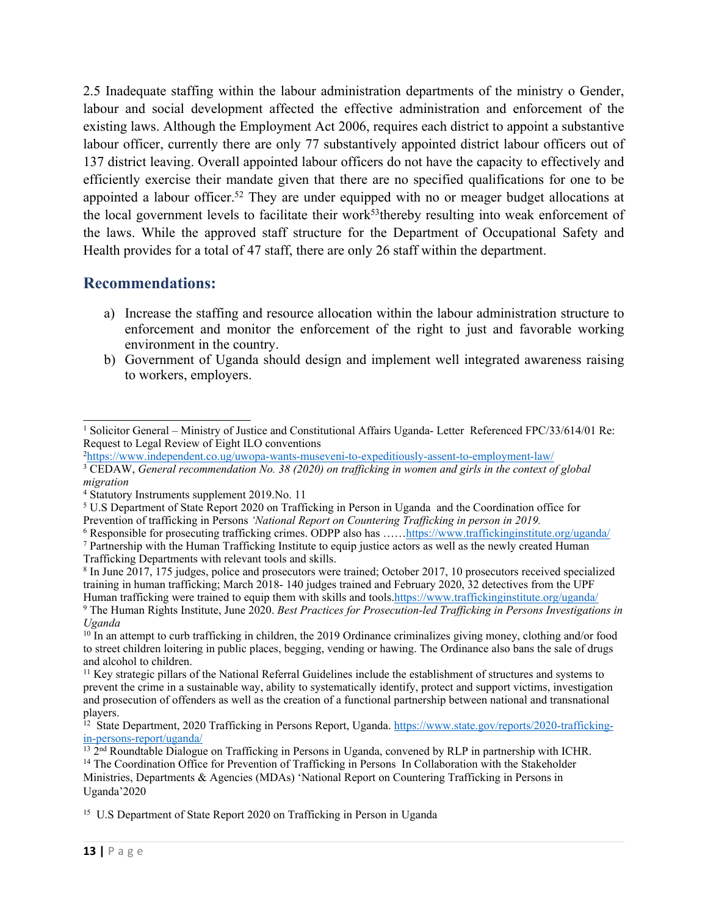2.5 Inadequate staffing within the labour administration departments of the ministry o Gender, labour and social development affected the effective administration and enforcement of the existing laws. Although the Employment Act 2006, requires each district to appoint a substantive labour officer, currently there are only 77 substantively appointed district labour officers out of 137 district leaving. Overall appointed labour officers do not have the capacity to effectively and efficiently exercise their mandate given that there are no specified qualifications for one to be appointed a labour officer.[52] They are under equipped with no or meager budget allocations at the local government levels to facilitate their work[53]thereby resulting into weak enforcement of the laws. While the approved staff structure for the Department of Occupational Safety and Health provides for a total of 47 staff, there are only 26 staff within the department.

## Recommendations:

a) Increase the staffing and resource allocation within the labour administration structure to enforcement and monitor the enforcement of the right to just and favorable working environment in the country.
b) Government of Uganda should design and implement well integrated awareness raising to workers, employers.

---

[1] Solicitor General – Ministry of Justice and Constitutional Affairs Uganda- Letter Referenced FPC/33/614/01 Re: Request to Legal Review of Eight ILO conventions

[2] https://www.independent.co.ug/uwopa-wants-museveni-to-expeditiously-assent-to-employment-law/

[3] CEDAW, *General recommendation No. 38 (2020) on trafficking in women and girls in the context of global migration*

[4] Statutory Instruments supplement 2019.No. 11

[5] U.S Department of State Report 2020 on Trafficking in Person in Uganda and the Coordination office for Prevention of trafficking in Persons *'National Report on Countering Trafficking in person in 2019.*

[6] Responsible for prosecuting trafficking crimes. ODPP also has ……https://www.traffickinginstitute.org/uganda/

[7] Partnership with the Human Trafficking Institute to equip justice actors as well as the newly created Human Trafficking Departments with relevant tools and skills.

[8] In June 2017, 175 judges, police and prosecutors were trained; October 2017, 10 prosecutors received specialized training in human trafficking; March 2018- 140 judges trained and February 2020, 32 detectives from the UPF Human trafficking were trained to equip them with skills and tools.https://www.traffickinginstitute.org/uganda/

[9] The Human Rights Institute, June 2020. *Best Practices for Prosecution-led Trafficking in Persons Investigations in Uganda*

[10] In an attempt to curb trafficking in children, the 2019 Ordinance criminalizes giving money, clothing and/or food to street children loitering in public places, begging, vending or hawing. The Ordinance also bans the sale of drugs and alcohol to children.

[11] Key strategic pillars of the National Referral Guidelines include the establishment of structures and systems to prevent the crime in a sustainable way, ability to systematically identify, protect and support victims, investigation and prosecution of offenders as well as the creation of a functional partnership between national and transnational players.

[12] State Department, 2020 Trafficking in Persons Report, Uganda. https://www.state.gov/reports/2020-trafficking-in-persons-report/uganda/

[13] 2nd Roundtable Dialogue on Trafficking in Persons in Uganda, convened by RLP in partnership with ICHR.

[14] The Coordination Office for Prevention of Trafficking in Persons In Collaboration with the Stakeholder Ministries, Departments & Agencies (MDAs) 'National Report on Countering Trafficking in Persons in Uganda'2020

[15] U.S Department of State Report 2020 on Trafficking in Person in Uganda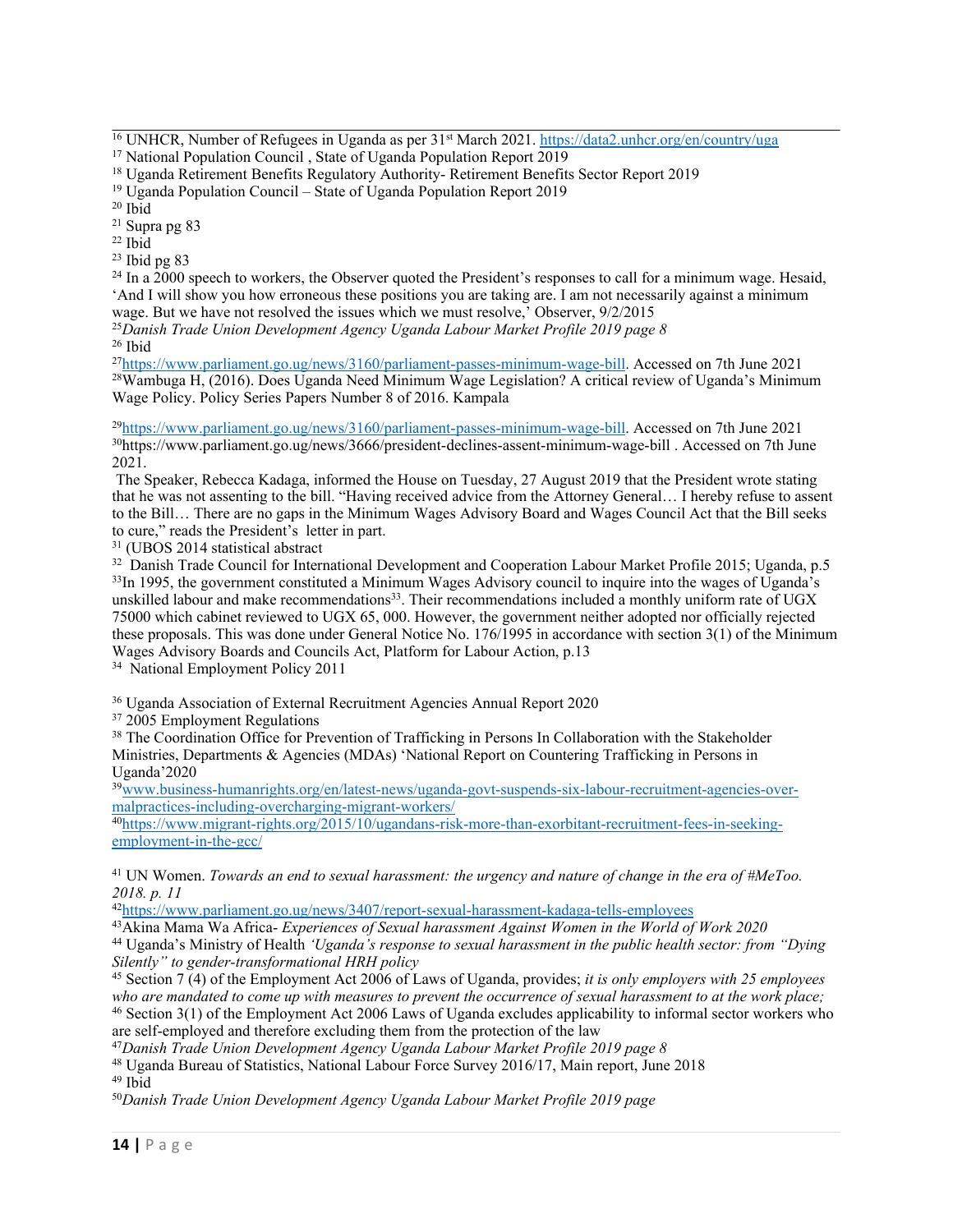[16] UNHCR, Number of Refugees in Uganda as per 31st March 2021. https://data2.unhcr.org/en/country/uga

[17] National Population Council , State of Uganda Population Report 2019

[18] Uganda Retirement Benefits Regulatory Authority- Retirement Benefits Sector Report 2019

[19] Uganda Population Council – State of Uganda Population Report 2019

[20] Ibid

[21] Supra pg 83

[22] Ibid

[23] Ibid pg 83

[24] In a 2000 speech to workers, the Observer quoted the President's responses to call for a minimum wage. Hesaid, 'And I will show you how erroneous these positions you are taking are. I am not necessarily against a minimum wage. But we have not resolved the issues which we must resolve,' Observer, 9/2/2015

[25] *Danish Trade Union Development Agency Uganda Labour Market Profile 2019 page 8*

[26] Ibid

[27] https://www.parliament.go.ug/news/3160/parliament-passes-minimum-wage-bill. Accessed on 7th June 2021

[28] Wambuga H, (2016). Does Uganda Need Minimum Wage Legislation? A critical review of Uganda's Minimum Wage Policy. Policy Series Papers Number 8 of 2016. Kampala

[29] https://www.parliament.go.ug/news/3160/parliament-passes-minimum-wage-bill. Accessed on 7th June 2021

[30] https://www.parliament.go.ug/news/3666/president-declines-assent-minimum-wage-bill . Accessed on 7th June 2021.

The Speaker, Rebecca Kadaga, informed the House on Tuesday, 27 August 2019 that the President wrote stating that he was not assenting to the bill. "Having received advice from the Attorney General… I hereby refuse to assent to the Bill… There are no gaps in the Minimum Wages Advisory Board and Wages Council Act that the Bill seeks to cure," reads the President's letter in part.

[31] (UBOS 2014 statistical abstract

[32] Danish Trade Council for International Development and Cooperation Labour Market Profile 2015; Uganda, p.5

[33] In 1995, the government constituted a Minimum Wages Advisory council to inquire into the wages of Uganda's unskilled labour and make recommendations[33]. Their recommendations included a monthly uniform rate of UGX 75000 which cabinet reviewed to UGX 65, 000. However, the government neither adopted nor officially rejected these proposals. This was done under General Notice No. 176/1995 in accordance with section 3(1) of the Minimum Wages Advisory Boards and Councils Act, Platform for Labour Action, p.13

[34] National Employment Policy 2011

[36] Uganda Association of External Recruitment Agencies Annual Report 2020

[37] 2005 Employment Regulations

[38] The Coordination Office for Prevention of Trafficking in Persons In Collaboration with the Stakeholder Ministries, Departments & Agencies (MDAs) 'National Report on Countering Trafficking in Persons in Uganda'2020

[39] www.business-humanrights.org/en/latest-news/uganda-govt-suspends-six-labour-recruitment-agencies-over-malpractices-including-overcharging-migrant-workers/

[40] https://www.migrant-rights.org/2015/10/ugandans-risk-more-than-exorbitant-recruitment-fees-in-seeking-employment-in-the-gcc/

[41] UN Women. *Towards an end to sexual harassment: the urgency and nature of change in the era of #MeToo. 2018. p. 11*

[42] https://www.parliament.go.ug/news/3407/report-sexual-harassment-kadaga-tells-employees

[43] Akina Mama Wa Africa- *Experiences of Sexual harassment Against Women in the World of Work 2020*

[44] Uganda's Ministry of Health *'Uganda's response to sexual harassment in the public health sector: from "Dying Silently" to gender-transformational HRH policy*

[45] Section 7 (4) of the Employment Act 2006 of Laws of Uganda, provides; *it is only employers with 25 employees who are mandated to come up with measures to prevent the occurrence of sexual harassment to at the work place;*

[46] Section 3(1) of the Employment Act 2006 Laws of Uganda excludes applicability to informal sector workers who are self-employed and therefore excluding them from the protection of the law

[47] *Danish Trade Union Development Agency Uganda Labour Market Profile 2019 page 8*

[48] Uganda Bureau of Statistics, National Labour Force Survey 2016/17, Main report, June 2018

[49] Ibid

[50] *Danish Trade Union Development Agency Uganda Labour Market Profile 2019 page*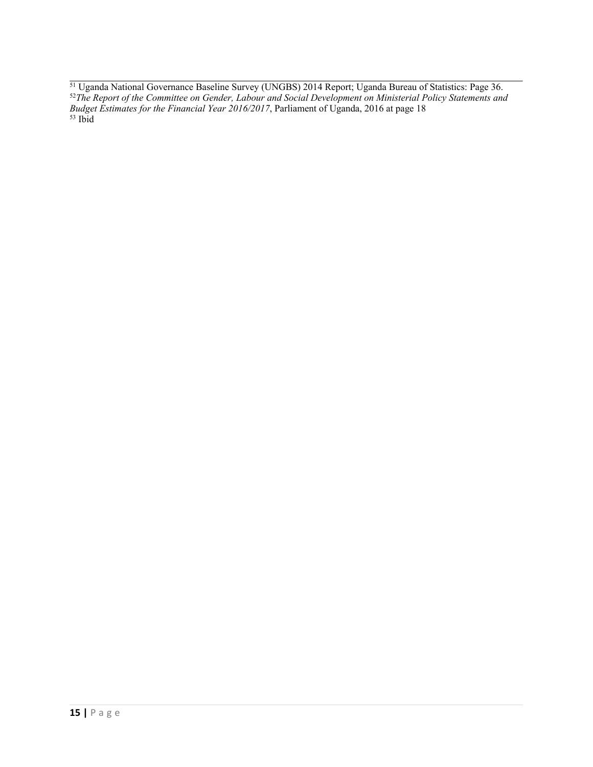[51] Uganda National Governance Baseline Survey (UNGBS) 2014 Report; Uganda Bureau of Statistics: Page 36.

[52] *The Report of the Committee on Gender, Labour and Social Development on Ministerial Policy Statements and Budget Estimates for the Financial Year 2016/2017*, Parliament of Uganda, 2016 at page 18

[53] Ibid